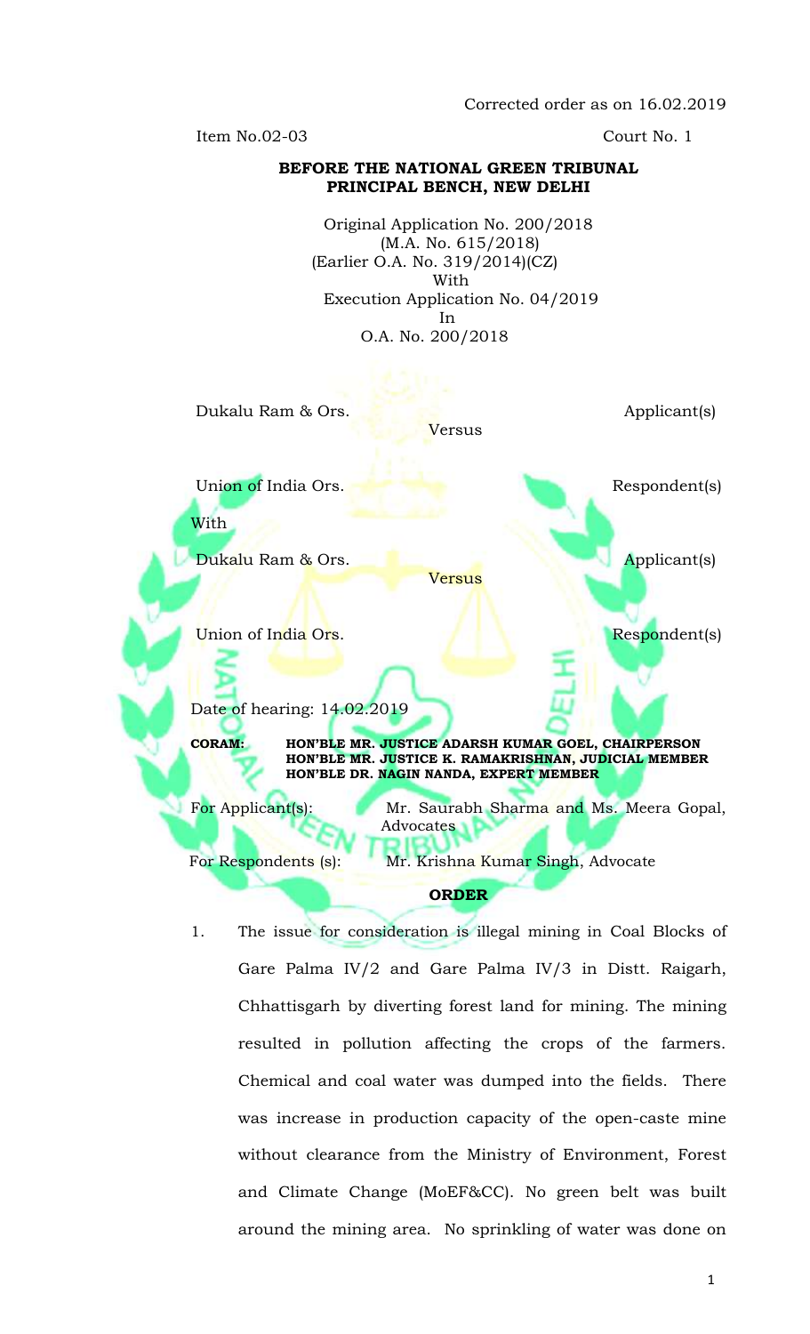Corrected order as on 16.02.2019

Item No.02-03 Court No. 1

**BEFORE THE NATIONAL GREEN TRIBUNAL**
**PRINCIPAL BENCH, NEW DELHI**

Original Application No. 200/2018
(M.A. No. 615/2018)
(Earlier O.A. No. 319/2014)(CZ)
With
Execution Application No. 04/2019
In
O.A. No. 200/2018

Dukalu Ram & Ors. Applicant(s)

Versus

Union of India Ors. Respondent(s)

With

Dukalu Ram & Ors. Applicant(s)

Versus

Union of India Ors. Respondent(s)

Date of hearing: 14.02.2019

**CORAM: HON'BLE MR. JUSTICE ADARSH KUMAR GOEL, CHAIRPERSON**
**HON'BLE MR. JUSTICE K. RAMAKRISHNAN, JUDICIAL MEMBER**
**HON'BLE DR. NAGIN NANDA, EXPERT MEMBER**

For Applicant(s): Mr. Saurabh Sharma and Ms. Meera Gopal, Advocates

For Respondents (s): Mr. Krishna Kumar Singh, Advocate

**ORDER**

1. The issue for consideration is illegal mining in Coal Blocks of Gare Palma IV/2 and Gare Palma IV/3 in Distt. Raigarh, Chhattisgarh by diverting forest land for mining. The mining resulted in pollution affecting the crops of the farmers. Chemical and coal water was dumped into the fields. There was increase in production capacity of the open-caste mine without clearance from the Ministry of Environment, Forest and Climate Change (MoEF&CC). No green belt was built around the mining area. No sprinkling of water was done on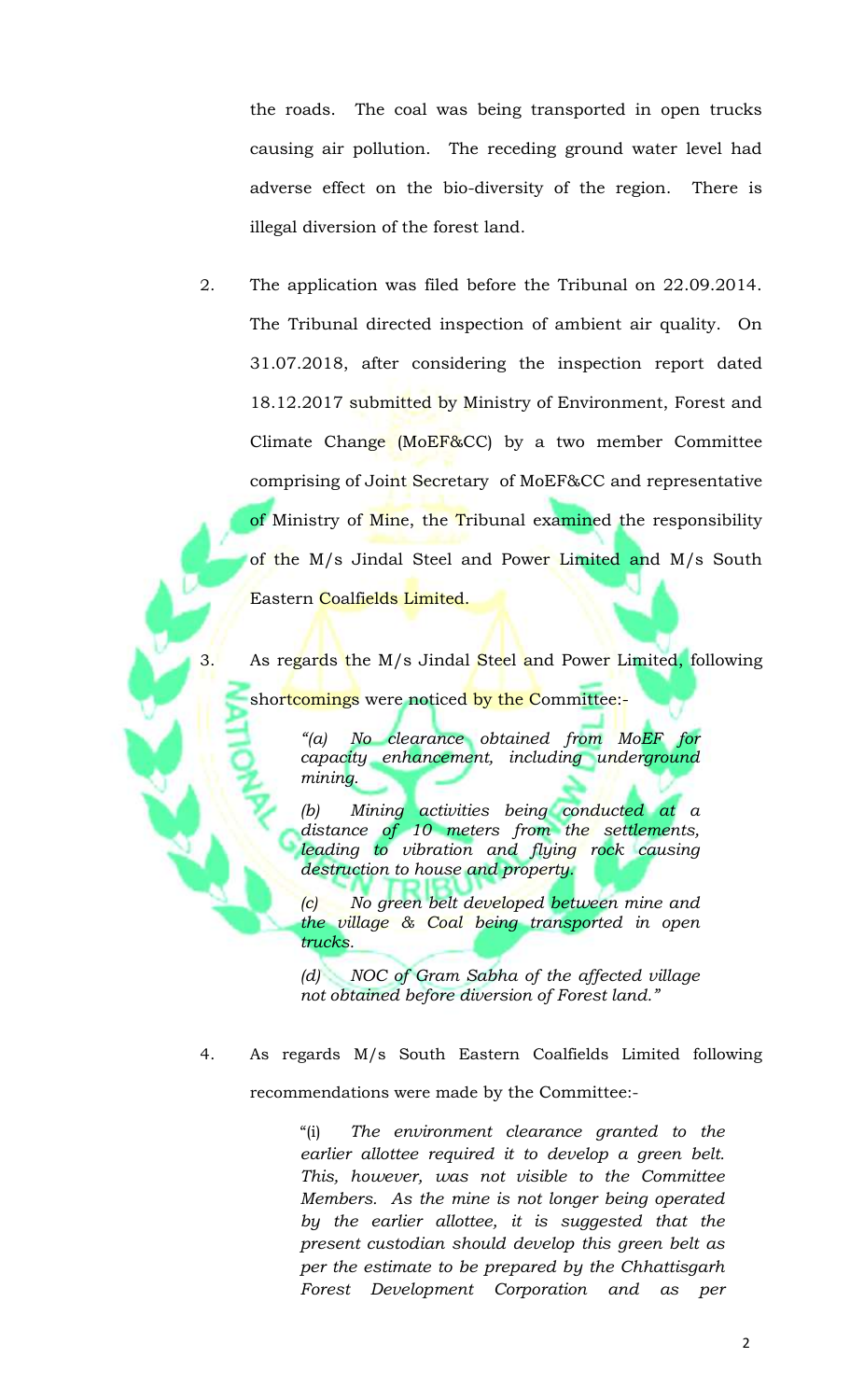the roads. The coal was being transported in open trucks causing air pollution. The receding ground water level had adverse effect on the bio-diversity of the region. There is illegal diversion of the forest land.

2. The application was filed before the Tribunal on 22.09.2014. The Tribunal directed inspection of ambient air quality. On 31.07.2018, after considering the inspection report dated 18.12.2017 submitted by Ministry of Environment, Forest and Climate Change (MoEF&CC) by a two member Committee comprising of Joint Secretary of MoEF&CC and representative of Ministry of Mine, the Tribunal examined the responsibility of the M/s Jindal Steel and Power Limited and M/s South Eastern Coalfields Limited.

3. As regards the M/s Jindal Steel and Power Limited, following shortcomings were noticed by the Committee:-

> *"(a) No clearance obtained from MoEF for capacity enhancement, including underground mining.*
>
> *(b) Mining activities being conducted at a distance of 10 meters from the settlements, leading to vibration and flying rock causing destruction to house and property.*
>
> *(c) No green belt developed between mine and the village & Coal being transported in open trucks.*
>
> *(d) NOC of Gram Sabha of the affected village not obtained before diversion of Forest land."*

4. As regards M/s South Eastern Coalfields Limited following recommendations were made by the Committee:-

> "(i) *The environment clearance granted to the earlier allottee required it to develop a green belt. This, however, was not visible to the Committee Members. As the mine is not longer being operated by the earlier allottee, it is suggested that the present custodian should develop this green belt as per the estimate to be prepared by the Chhattisgarh Forest Development Corporation and as per*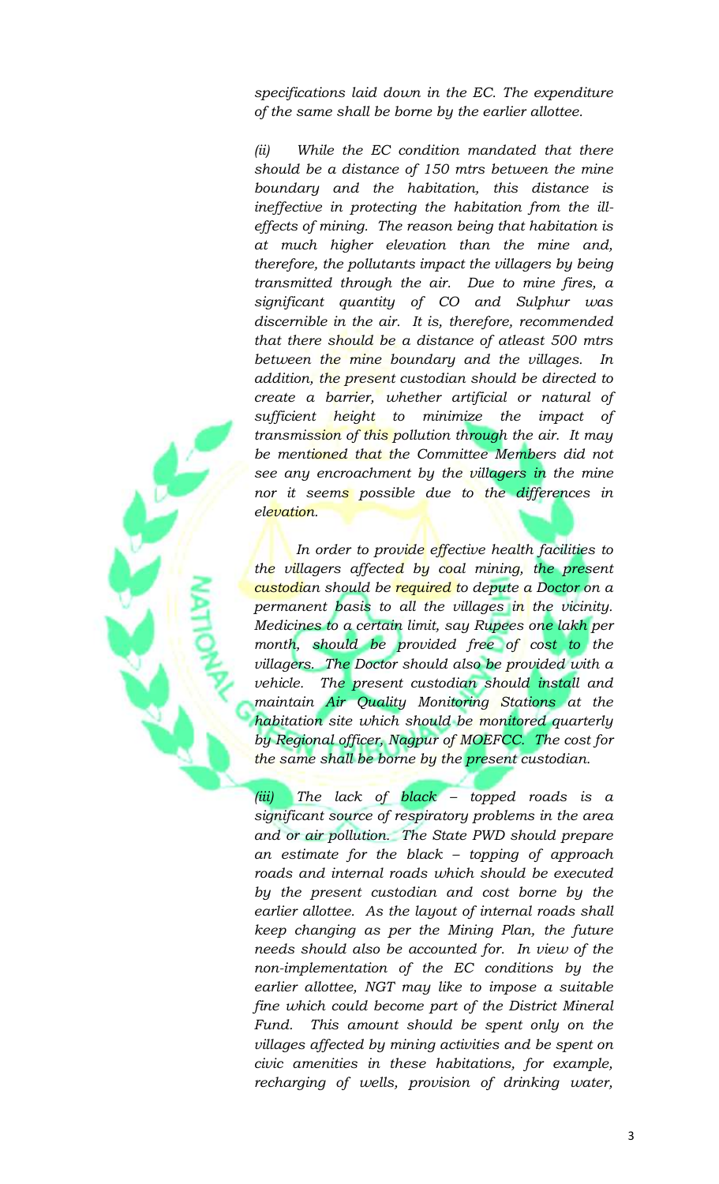*specifications laid down in the EC. The expenditure of the same shall be borne by the earlier allottee.*

*(ii) While the EC condition mandated that there should be a distance of 150 mtrs between the mine boundary and the habitation, this distance is ineffective in protecting the habitation from the ill-effects of mining. The reason being that habitation is at much higher elevation than the mine and, therefore, the pollutants impact the villagers by being transmitted through the air. Due to mine fires, a significant quantity of CO and Sulphur was discernible in the air. It is, therefore, recommended that there should be a distance of atleast 500 mtrs between the mine boundary and the villages. In addition, the present custodian should be directed to create a barrier, whether artificial or natural of sufficient height to minimize the impact of transmission of this pollution through the air. It may be mentioned that the Committee Members did not see any encroachment by the villagers in the mine nor it seems possible due to the differences in elevation.*

*In order to provide effective health facilities to the villagers affected by coal mining, the present custodian should be required to depute a Doctor on a permanent basis to all the villages in the vicinity. Medicines to a certain limit, say Rupees one lakh per month, should be provided free of cost to the villagers. The Doctor should also be provided with a vehicle. The present custodian should install and maintain Air Quality Monitoring Stations at the habitation site which should be monitored quarterly by Regional officer, Nagpur of MOEFCC. The cost for the same shall be borne by the present custodian.*

*(iii) The lack of black – topped roads is a significant source of respiratory problems in the area and or air pollution. The State PWD should prepare an estimate for the black – topping of approach roads and internal roads which should be executed by the present custodian and cost borne by the earlier allottee. As the layout of internal roads shall keep changing as per the Mining Plan, the future needs should also be accounted for. In view of the non-implementation of the EC conditions by the earlier allottee, NGT may like to impose a suitable fine which could become part of the District Mineral Fund. This amount should be spent only on the villages affected by mining activities and be spent on civic amenities in these habitations, for example, recharging of wells, provision of drinking water,*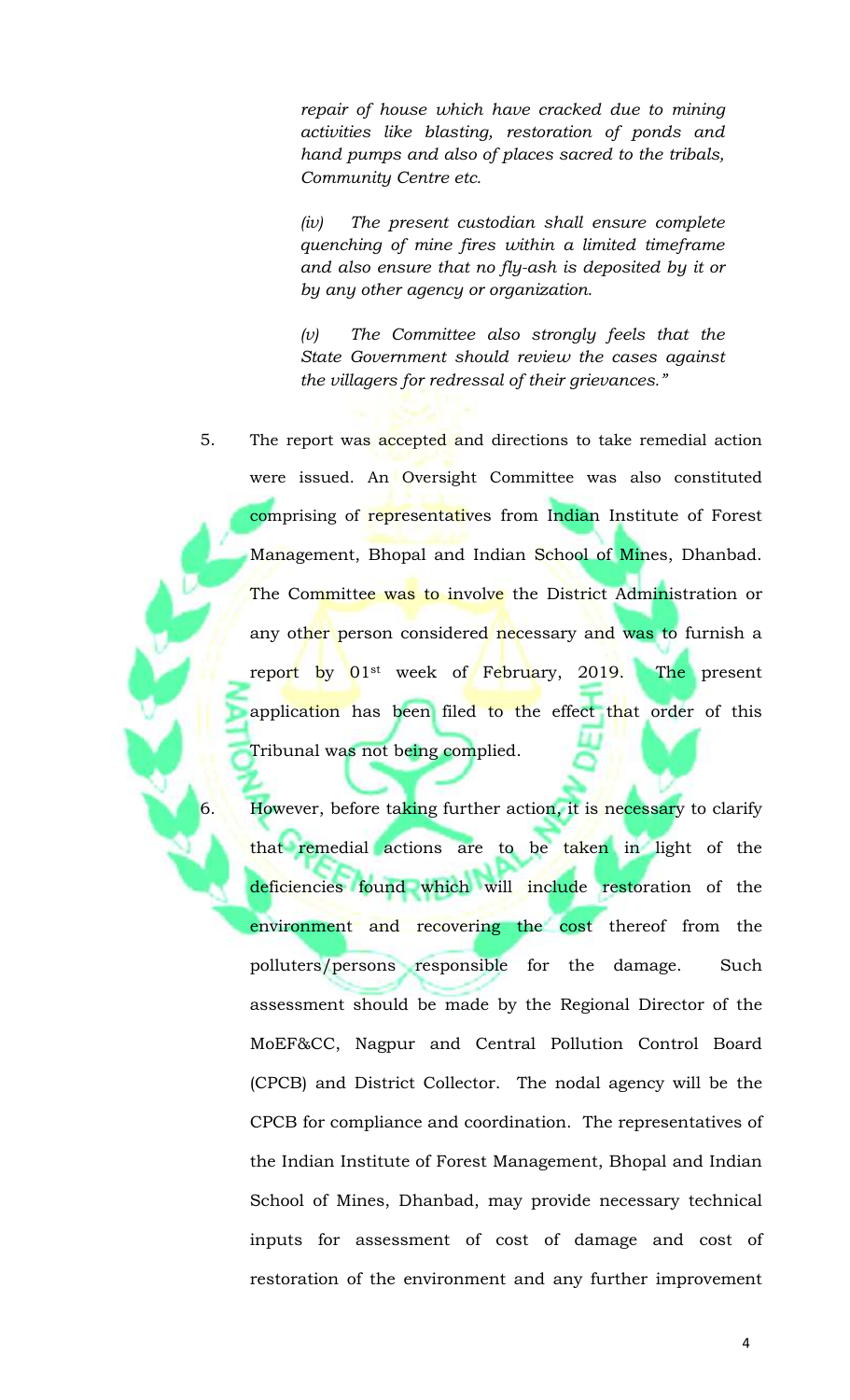*repair of house which have cracked due to mining activities like blasting, restoration of ponds and hand pumps and also of places sacred to the tribals, Community Centre etc.*

*(iv) The present custodian shall ensure complete quenching of mine fires within a limited timeframe and also ensure that no fly-ash is deposited by it or by any other agency or organization.*

*(v) The Committee also strongly feels that the State Government should review the cases against the villagers for redressal of their grievances."*

5. The report was accepted and directions to take remedial action were issued. An Oversight Committee was also constituted comprising of representatives from Indian Institute of Forest Management, Bhopal and Indian School of Mines, Dhanbad. The Committee was to involve the District Administration or any other person considered necessary and was to furnish a report by 01st week of February, 2019. The present application has been filed to the effect that order of this Tribunal was not being complied.

6. However, before taking further action, it is necessary to clarify that remedial actions are to be taken in light of the deficiencies found which will include restoration of the environment and recovering the cost thereof from the polluters/persons responsible for the damage. Such assessment should be made by the Regional Director of the MoEF&CC, Nagpur and Central Pollution Control Board (CPCB) and District Collector. The nodal agency will be the CPCB for compliance and coordination. The representatives of the Indian Institute of Forest Management, Bhopal and Indian School of Mines, Dhanbad, may provide necessary technical inputs for assessment of cost of damage and cost of restoration of the environment and any further improvement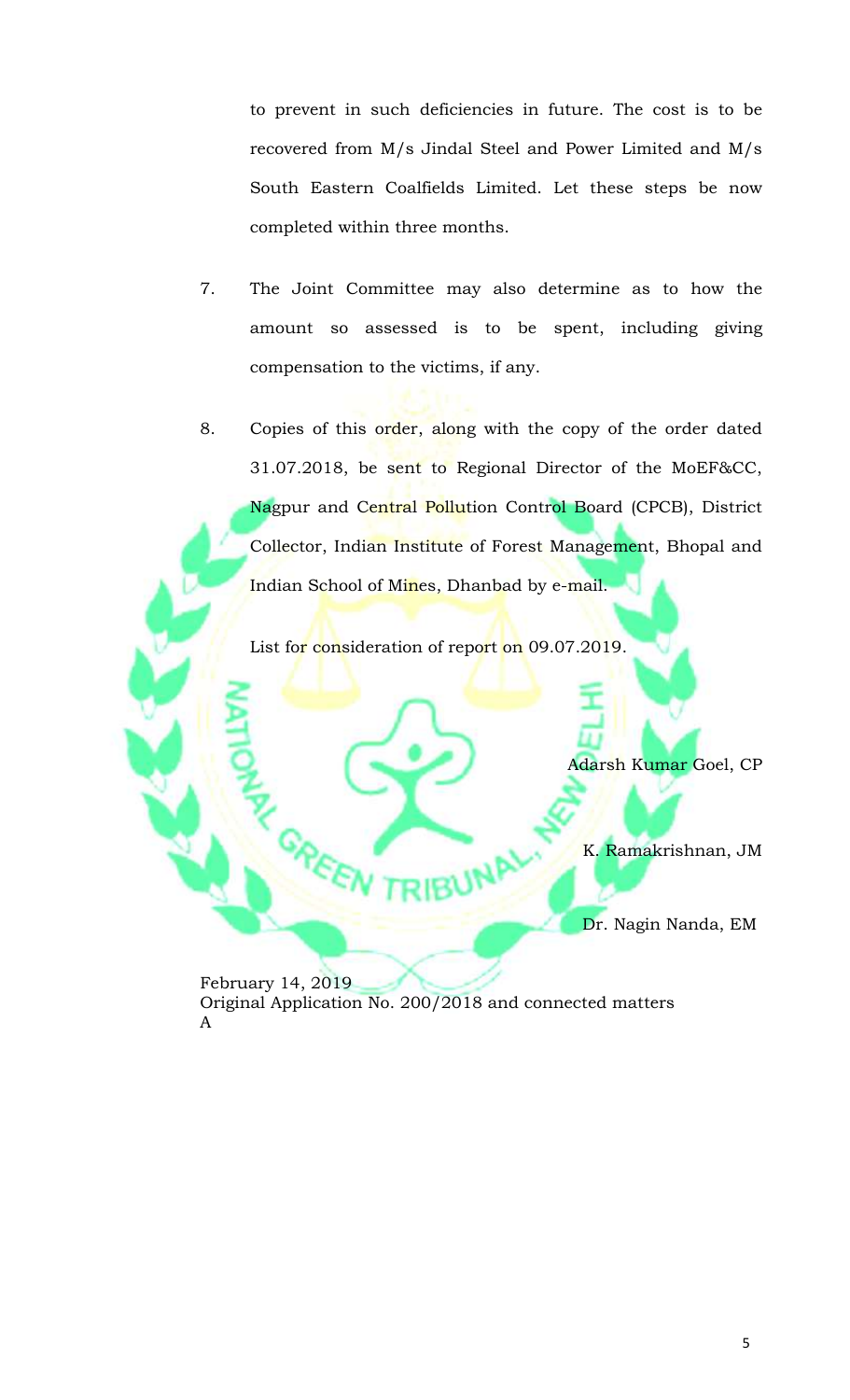to prevent in such deficiencies in future. The cost is to be recovered from M/s Jindal Steel and Power Limited and M/s South Eastern Coalfields Limited. Let these steps be now completed within three months.

7. The Joint Committee may also determine as to how the amount so assessed is to be spent, including giving compensation to the victims, if any.

8. Copies of this order, along with the copy of the order dated 31.07.2018, be sent to Regional Director of the MoEF&CC, Nagpur and Central Pollution Control Board (CPCB), District Collector, Indian Institute of Forest Management, Bhopal and Indian School of Mines, Dhanbad by e-mail.

List for consideration of report on 09.07.2019.

Adarsh Kumar Goel, CP

K. Ramakrishnan, JM

Dr. Nagin Nanda, EM

February 14, 2019
Original Application No. 200/2018 and connected matters
A